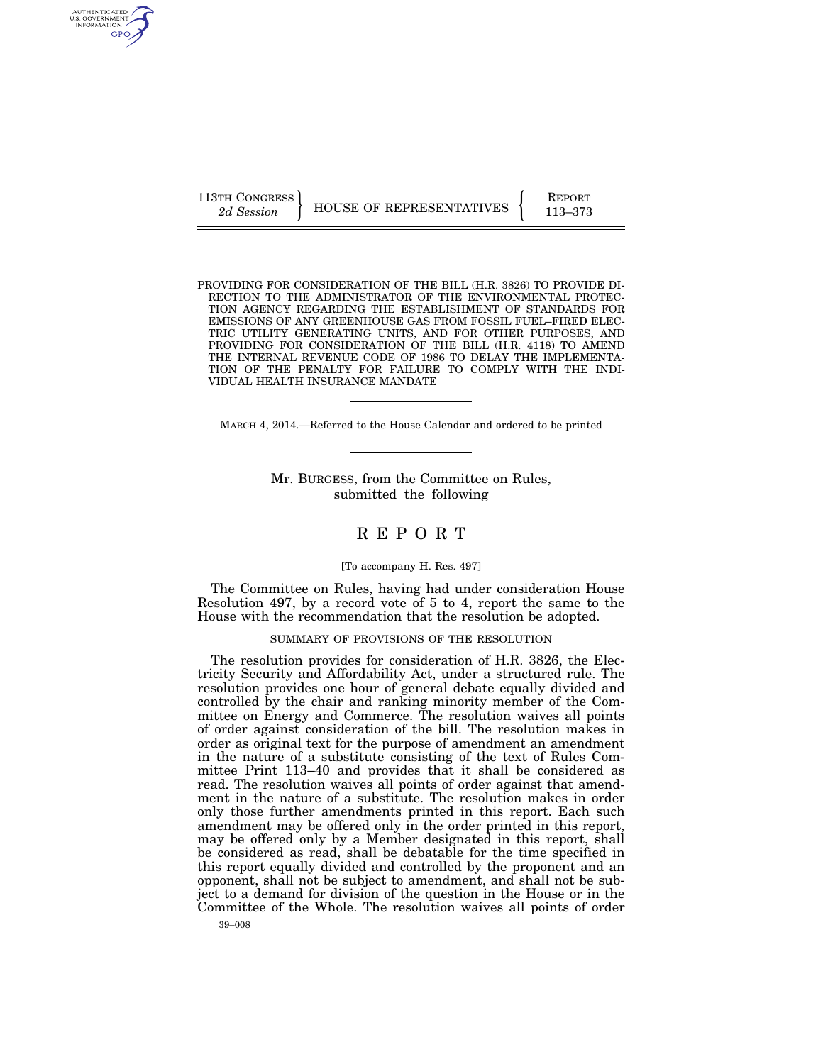113TH CONGRESS
*2d Session*

HOUSE OF REPRESENTATIVES

REPORT
113–373

PROVIDING FOR CONSIDERATION OF THE BILL (H.R. 3826) TO PROVIDE DIRECTION TO THE ADMINISTRATOR OF THE ENVIRONMENTAL PROTECTION AGENCY REGARDING THE ESTABLISHMENT OF STANDARDS FOR EMISSIONS OF ANY GREENHOUSE GAS FROM FOSSIL FUEL–FIRED ELECTRIC UTILITY GENERATING UNITS, AND FOR OTHER PURPOSES, AND PROVIDING FOR CONSIDERATION OF THE BILL (H.R. 4118) TO AMEND THE INTERNAL REVENUE CODE OF 1986 TO DELAY THE IMPLEMENTATION OF THE PENALTY FOR FAILURE TO COMPLY WITH THE INDIVIDUAL HEALTH INSURANCE MANDATE

MARCH 4, 2014.—Referred to the House Calendar and ordered to be printed

Mr. BURGESS, from the Committee on Rules, submitted the following

# REPORT

[To accompany H. Res. 497]

The Committee on Rules, having had under consideration House Resolution 497, by a record vote of 5 to 4, report the same to the House with the recommendation that the resolution be adopted.

## SUMMARY OF PROVISIONS OF THE RESOLUTION

The resolution provides for consideration of H.R. 3826, the Electricity Security and Affordability Act, under a structured rule. The resolution provides one hour of general debate equally divided and controlled by the chair and ranking minority member of the Committee on Energy and Commerce. The resolution waives all points of order against consideration of the bill. The resolution makes in order as original text for the purpose of amendment an amendment in the nature of a substitute consisting of the text of Rules Committee Print 113–40 and provides that it shall be considered as read. The resolution waives all points of order against that amendment in the nature of a substitute. The resolution makes in order only those further amendments printed in this report. Each such amendment may be offered only in the order printed in this report, may be offered only by a Member designated in this report, shall be considered as read, shall be debatable for the time specified in this report equally divided and controlled by the proponent and an opponent, shall not be subject to amendment, and shall not be subject to a demand for division of the question in the House or in the Committee of the Whole. The resolution waives all points of order

39–008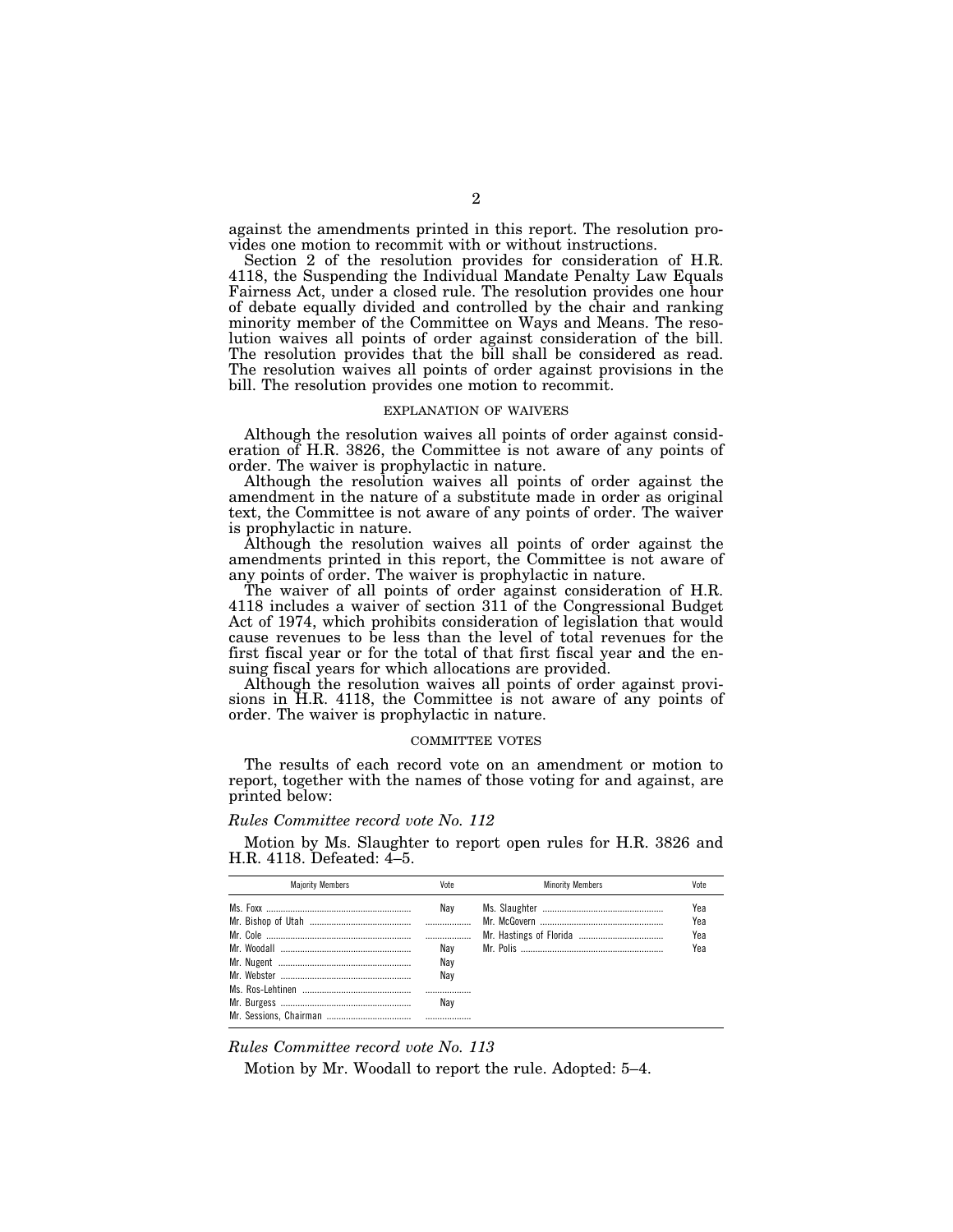against the amendments printed in this report. The resolution provides one motion to recommit with or without instructions.

Section 2 of the resolution provides for consideration of H.R. 4118, the Suspending the Individual Mandate Penalty Law Equals Fairness Act, under a closed rule. The resolution provides one hour of debate equally divided and controlled by the chair and ranking minority member of the Committee on Ways and Means. The resolution waives all points of order against consideration of the bill. The resolution provides that the bill shall be considered as read. The resolution waives all points of order against provisions in the bill. The resolution provides one motion to recommit.

EXPLANATION OF WAIVERS

Although the resolution waives all points of order against consideration of H.R. 3826, the Committee is not aware of any points of order. The waiver is prophylactic in nature.

Although the resolution waives all points of order against the amendment in the nature of a substitute made in order as original text, the Committee is not aware of any points of order. The waiver is prophylactic in nature.

Although the resolution waives all points of order against the amendments printed in this report, the Committee is not aware of any points of order. The waiver is prophylactic in nature.

The waiver of all points of order against consideration of H.R. 4118 includes a waiver of section 311 of the Congressional Budget Act of 1974, which prohibits consideration of legislation that would cause revenues to be less than the level of total revenues for the first fiscal year or for the total of that first fiscal year and the ensuing fiscal years for which allocations are provided.

Although the resolution waives all points of order against provisions in H.R. 4118, the Committee is not aware of any points of order. The waiver is prophylactic in nature.

COMMITTEE VOTES

The results of each record vote on an amendment or motion to report, together with the names of those voting for and against, are printed below:

*Rules Committee record vote No. 112*

Motion by Ms. Slaughter to report open rules for H.R. 3826 and H.R. 4118. Defeated: 4–5.

| Majority Members | Vote | Minority Members | Vote |
|---|---|---|---|
| Ms. Foxx | Nay | Ms. Slaughter | Yea |
| Mr. Bishop of Utah | | Mr. McGovern | Yea |
| Mr. Cole | | Mr. Hastings of Florida | Yea |
| Mr. Woodall | Nay | Mr. Polis | Yea |
| Mr. Nugent | Nay | | |
| Mr. Webster | Nay | | |
| Ms. Ros-Lehtinen | | | |
| Mr. Burgess | Nay | | |
| Mr. Sessions, Chairman | | | |

*Rules Committee record vote No. 113*

Motion by Mr. Woodall to report the rule. Adopted: 5–4.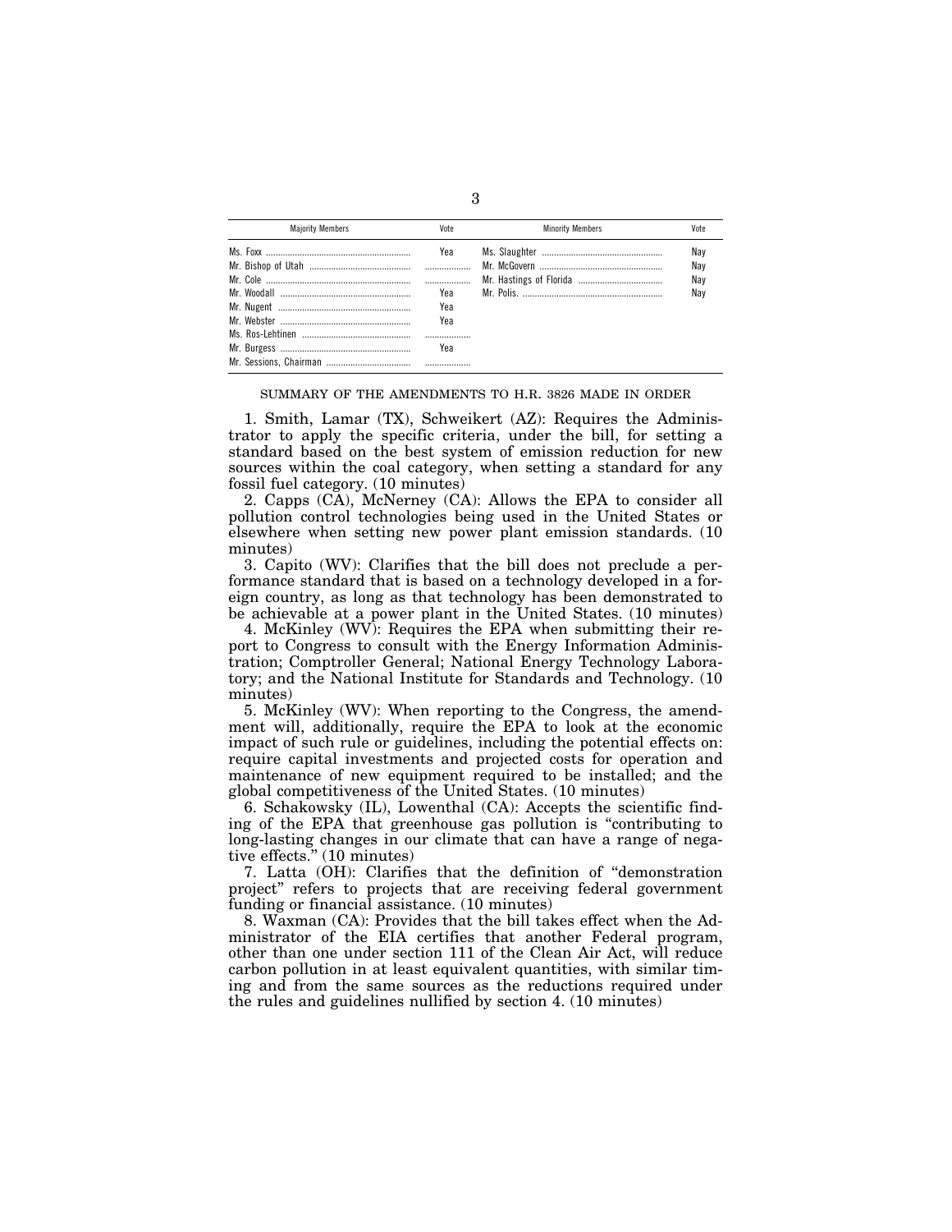| Majority Members | Vote | Minority Members | Vote |
|---|---|---|---|
| Ms. Foxx | Yea | Ms. Slaughter | Nay |
| Mr. Bishop of Utah | | Mr. McGovern | Nay |
| Mr. Cole | | Mr. Hastings of Florida | Nay |
| Mr. Woodall | Yea | Mr. Polis. | Nay |
| Mr. Nugent | Yea | | |
| Mr. Webster | Yea | | |
| Ms. Ros-Lehtinen | | | |
| Mr. Burgess | Yea | | |
| Mr. Sessions, Chairman | | | |

SUMMARY OF THE AMENDMENTS TO H.R. 3826 MADE IN ORDER

1. Smith, Lamar (TX), Schweikert (AZ): Requires the Administrator to apply the specific criteria, under the bill, for setting a standard based on the best system of emission reduction for new sources within the coal category, when setting a standard for any fossil fuel category. (10 minutes)

2. Capps (CA), McNerney (CA): Allows the EPA to consider all pollution control technologies being used in the United States or elsewhere when setting new power plant emission standards. (10 minutes)

3. Capito (WV): Clarifies that the bill does not preclude a performance standard that is based on a technology developed in a foreign country, as long as that technology has been demonstrated to be achievable at a power plant in the United States. (10 minutes)

4. McKinley (WV): Requires the EPA when submitting their report to Congress to consult with the Energy Information Administration; Comptroller General; National Energy Technology Laboratory; and the National Institute for Standards and Technology. (10 minutes)

5. McKinley (WV): When reporting to the Congress, the amendment will, additionally, require the EPA to look at the economic impact of such rule or guidelines, including the potential effects on: require capital investments and projected costs for operation and maintenance of new equipment required to be installed; and the global competitiveness of the United States. (10 minutes)

6. Schakowsky (IL), Lowenthal (CA): Accepts the scientific finding of the EPA that greenhouse gas pollution is "contributing to long-lasting changes in our climate that can have a range of negative effects." (10 minutes)

7. Latta (OH): Clarifies that the definition of "demonstration project" refers to projects that are receiving federal government funding or financial assistance. (10 minutes)

8. Waxman (CA): Provides that the bill takes effect when the Administrator of the EIA certifies that another Federal program, other than one under section 111 of the Clean Air Act, will reduce carbon pollution in at least equivalent quantities, with similar timing and from the same sources as the reductions required under the rules and guidelines nullified by section 4. (10 minutes)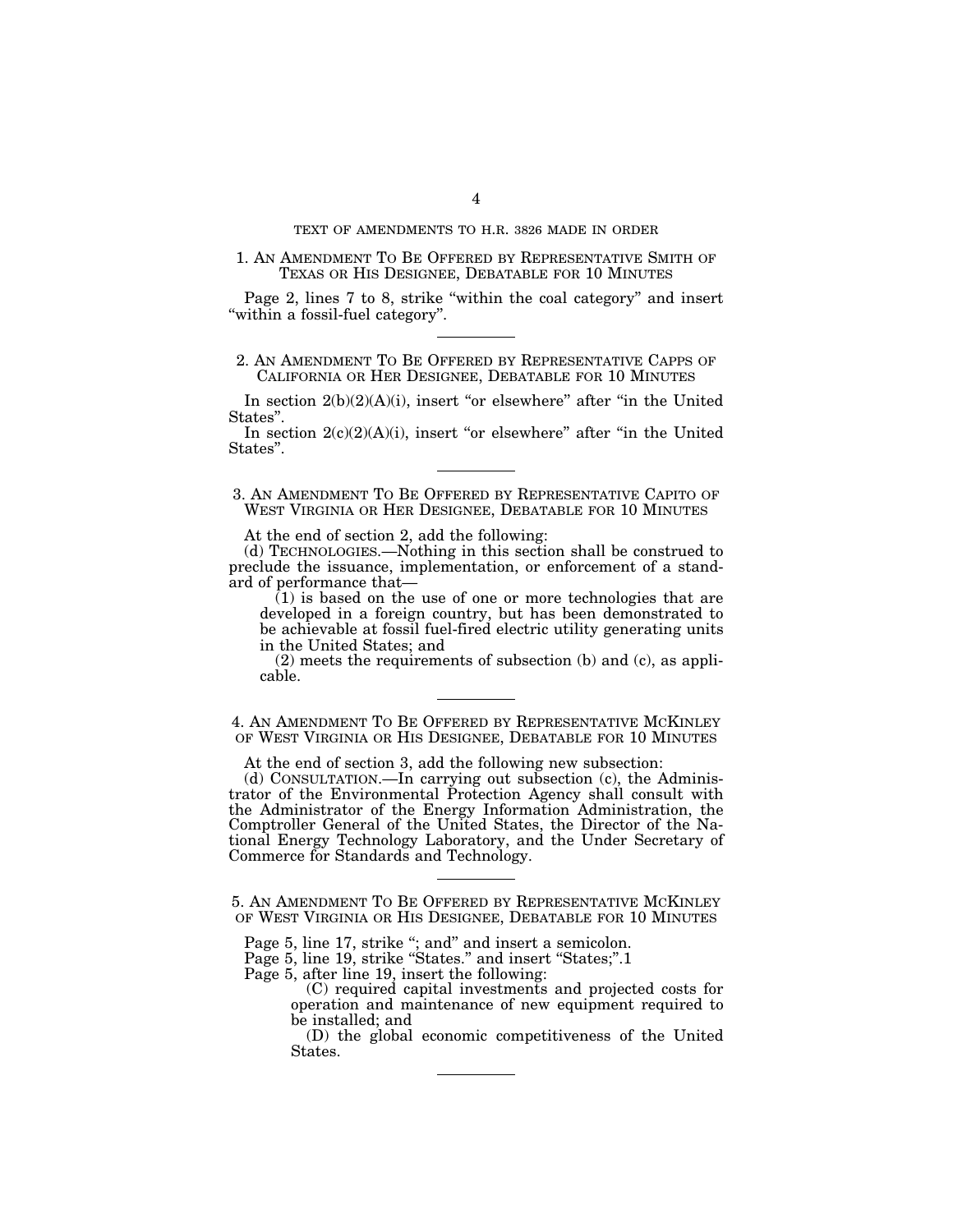## TEXT OF AMENDMENTS TO H.R. 3826 MADE IN ORDER

### 1. AN AMENDMENT TO BE OFFERED BY REPRESENTATIVE SMITH OF TEXAS OR HIS DESIGNEE, DEBATABLE FOR 10 MINUTES

Page 2, lines 7 to 8, strike "within the coal category" and insert "within a fossil-fuel category".

---

### 2. AN AMENDMENT TO BE OFFERED BY REPRESENTATIVE CAPPS OF CALIFORNIA OR HER DESIGNEE, DEBATABLE FOR 10 MINUTES

In section 2(b)(2)(A)(i), insert "or elsewhere" after "in the United States".

In section 2(c)(2)(A)(i), insert "or elsewhere" after "in the United States".

---

### 3. AN AMENDMENT TO BE OFFERED BY REPRESENTATIVE CAPITO OF WEST VIRGINIA OR HER DESIGNEE, DEBATABLE FOR 10 MINUTES

At the end of section 2, add the following:

(d) TECHNOLOGIES.—Nothing in this section shall be construed to preclude the issuance, implementation, or enforcement of a standard of performance that—

(1) is based on the use of one or more technologies that are developed in a foreign country, but has been demonstrated to be achievable at fossil fuel-fired electric utility generating units in the United States; and

(2) meets the requirements of subsection (b) and (c), as applicable.

---

### 4. AN AMENDMENT TO BE OFFERED BY REPRESENTATIVE MCKINLEY OF WEST VIRGINIA OR HIS DESIGNEE, DEBATABLE FOR 10 MINUTES

At the end of section 3, add the following new subsection:

(d) CONSULTATION.—In carrying out subsection (c), the Administrator of the Environmental Protection Agency shall consult with the Administrator of the Energy Information Administration, the Comptroller General of the United States, the Director of the National Energy Technology Laboratory, and the Under Secretary of Commerce for Standards and Technology.

---

### 5. AN AMENDMENT TO BE OFFERED BY REPRESENTATIVE MCKINLEY OF WEST VIRGINIA OR HIS DESIGNEE, DEBATABLE FOR 10 MINUTES

Page 5, line 17, strike "; and" and insert a semicolon.

Page 5, line 19, strike "States." and insert "States;".1

Page 5, after line 19, insert the following:

(C) required capital investments and projected costs for operation and maintenance of new equipment required to be installed; and

(D) the global economic competitiveness of the United States.

---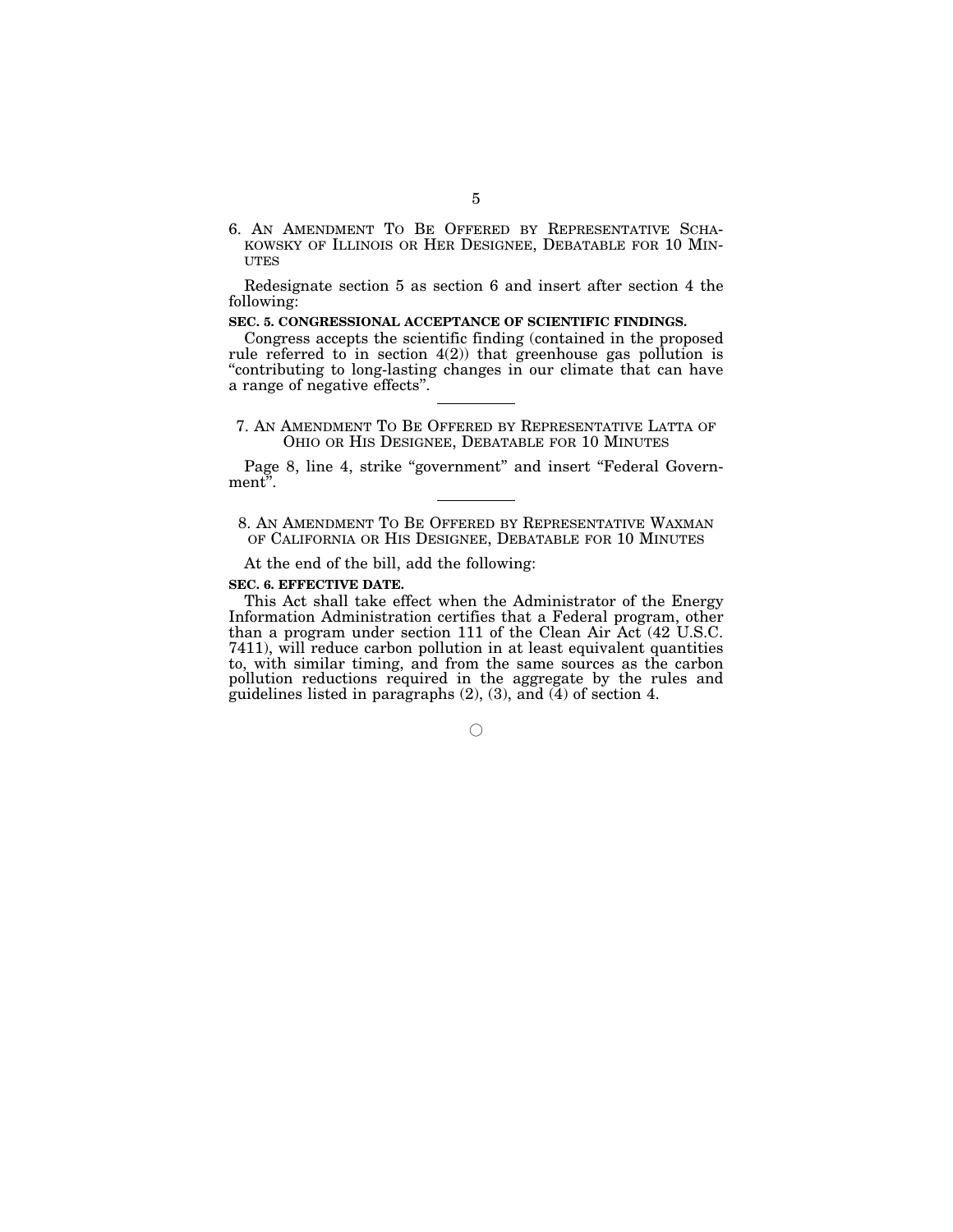6. An Amendment To Be Offered by Representative Schakowsky of Illinois or Her Designee, Debatable for 10 Minutes

Redesignate section 5 as section 6 and insert after section 4 the following:

**SEC. 5. CONGRESSIONAL ACCEPTANCE OF SCIENTIFIC FINDINGS.**

Congress accepts the scientific finding (contained in the proposed rule referred to in section 4(2)) that greenhouse gas pollution is "contributing to long-lasting changes in our climate that can have a range of negative effects".

---

7. An Amendment To Be Offered by Representative Latta of Ohio or His Designee, Debatable for 10 Minutes

Page 8, line 4, strike "government" and insert "Federal Government".

---

8. An Amendment To Be Offered by Representative Waxman of California or His Designee, Debatable for 10 Minutes

At the end of the bill, add the following:

**SEC. 6. EFFECTIVE DATE.**

This Act shall take effect when the Administrator of the Energy Information Administration certifies that a Federal program, other than a program under section 111 of the Clean Air Act (42 U.S.C. 7411), will reduce carbon pollution in at least equivalent quantities to, with similar timing, and from the same sources as the carbon pollution reductions required in the aggregate by the rules and guidelines listed in paragraphs (2), (3), and (4) of section 4.